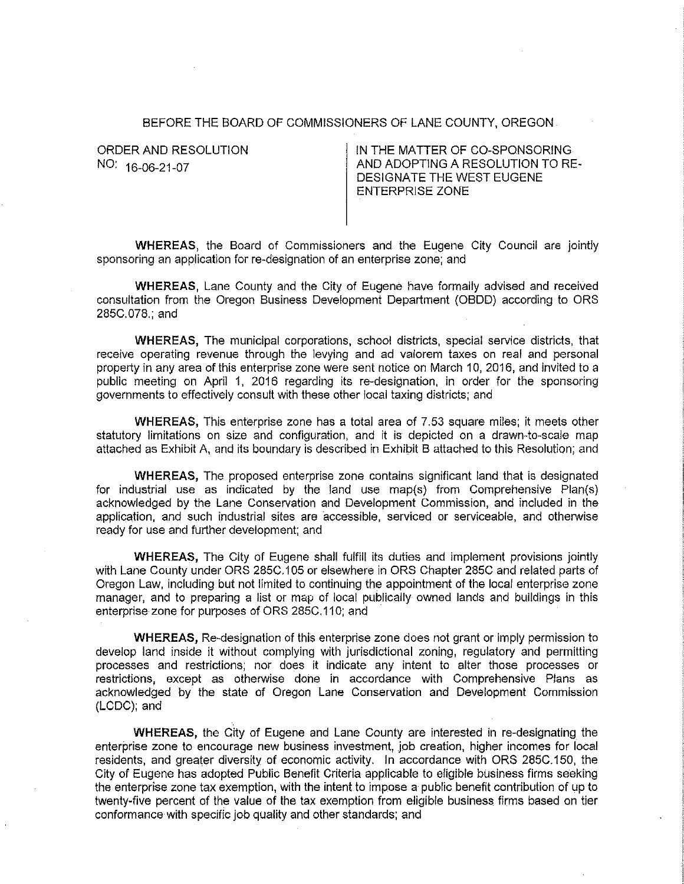BEFORE THE BOARD OF COMMISSIONERS OF LANE COUNTY, OREGON

ORDER AND RESOLUTION
NO: 16-06-21-07

IN THE MATTER OF CO-SPONSORING AND ADOPTING A RESOLUTION TO RE-DESIGNATE THE WEST EUGENE ENTERPRISE ZONE

**WHEREAS**, the Board of Commissioners and the Eugene City Council are jointly sponsoring an application for re-designation of an enterprise zone; and

**WHEREAS**, Lane County and the City of Eugene have formally advised and received consultation from the Oregon Business Development Department (OBDD) according to ORS 285C.078.; and

**WHEREAS,** The municipal corporations, school districts, special service districts, that receive operating revenue through the levying and ad valorem taxes on real and personal property in any area of this enterprise zone were sent notice on March 10, 2016, and invited to a public meeting on April 1, 2016 regarding its re-designation, in order for the sponsoring governments to effectively consult with these other local taxing districts; and

**WHEREAS,** This enterprise zone has a total area of 7.53 square miles; it meets other statutory limitations on size and configuration, and it is depicted on a drawn-to-scale map attached as Exhibit A, and its boundary is described in Exhibit B attached to this Resolution; and

**WHEREAS,** The proposed enterprise zone contains significant land that is designated for industrial use as indicated by the land use map(s) from Comprehensive Plan(s) acknowledged by the Lane Conservation and Development Commission, and included in the application, and such industrial sites are accessible, serviced or serviceable, and otherwise ready for use and further development; and

**WHEREAS,** The City of Eugene shall fulfill its duties and implement provisions jointly with Lane County under ORS 285C.105 or elsewhere in ORS Chapter 285C and related parts of Oregon Law, including but not limited to continuing the appointment of the local enterprise zone manager, and to preparing a list or map of local publically owned lands and buildings in this enterprise zone for purposes of ORS 285C.110; and

**WHEREAS,** Re-designation of this enterprise zone does not grant or imply permission to develop land inside it without complying with jurisdictional zoning, regulatory and permitting processes and restrictions; nor does it indicate any intent to alter those processes or restrictions, except as otherwise done in accordance with Comprehensive Plans as acknowledged by the state of Oregon Lane Conservation and Development Commission (LCDC); and

**WHEREAS,** the City of Eugene and Lane County are interested in re-designating the enterprise zone to encourage new business investment, job creation, higher incomes for local residents, and greater diversity of economic activity. In accordance with ORS 285C.150, the City of Eugene has adopted Public Benefit Criteria applicable to eligible business firms seeking the enterprise zone tax exemption, with the intent to impose a public benefit contribution of up to twenty-five percent of the value of the tax exemption from eligible business firms based on tier conformance with specific job quality and other standards; and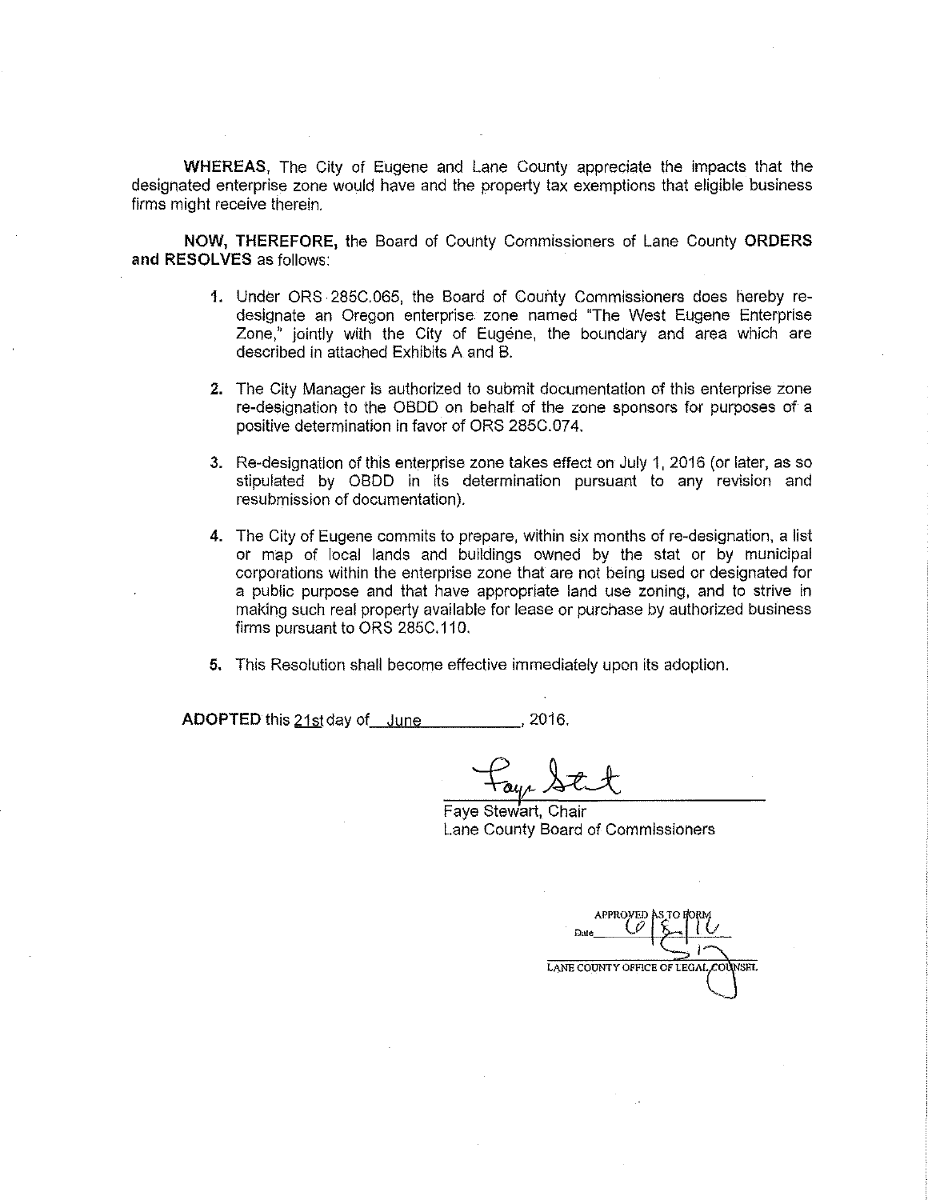**WHEREAS**, The City of Eugene and Lane County appreciate the impacts that the designated enterprise zone would have and the property tax exemptions that eligible business firms might receive therein.

**NOW, THEREFORE,** the Board of County Commissioners of Lane County **ORDERS and RESOLVES** as follows:

1. Under ORS 285C.065, the Board of County Commissioners does hereby re-designate an Oregon enterprise zone named "The West Eugene Enterprise Zone," jointly with the City of Eugene, the boundary and area which are described in attached Exhibits A and B.

2. The City Manager is authorized to submit documentation of this enterprise zone re-designation to the OBDD on behalf of the zone sponsors for purposes of a positive determination in favor of ORS 285C.074.

3. Re-designation of this enterprise zone takes effect on July 1, 2016 (or later, as so stipulated by OBDD in its determination pursuant to any revision and resubmission of documentation).

4. The City of Eugene commits to prepare, within six months of re-designation, a list or map of local lands and buildings owned by the stat or by municipal corporations within the enterprise zone that are not being used or designated for a public purpose and that have appropriate land use zoning, and to strive in making such real property available for lease or purchase by authorized business firms pursuant to ORS 285C.110.

5. This Resolution shall become effective immediately upon its adoption.

**ADOPTED** this 21st day of June, 2016.

Faye Stewart, Chair
Lane County Board of Commissioners

APPROVED AS TO FORM
Date 6/8/16
LANE COUNTY OFFICE OF LEGAL COUNSEL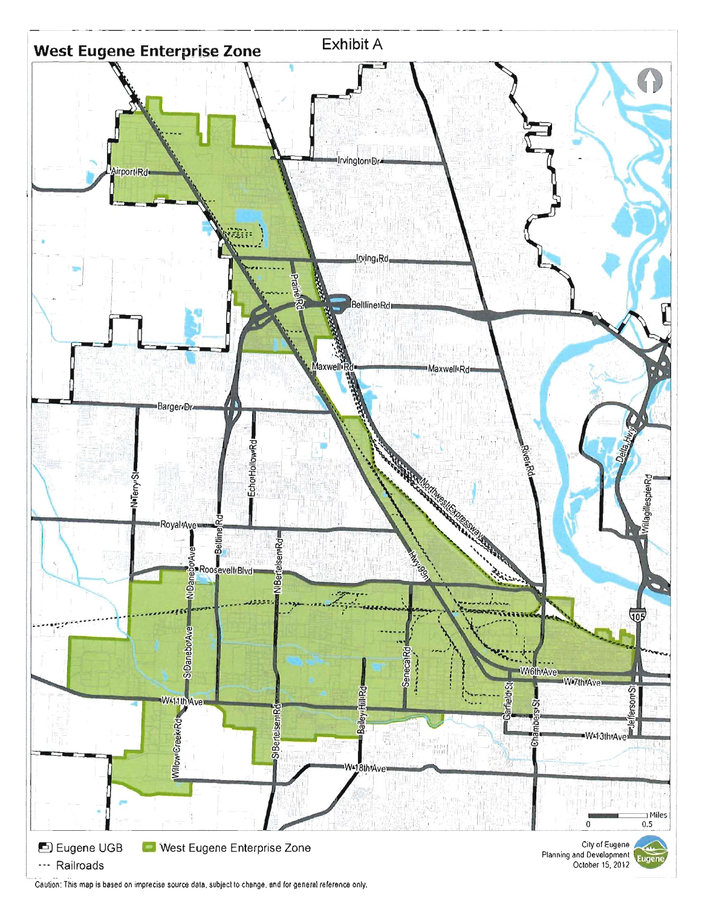# West Eugene Enterprise Zone

Exhibit A

Irvington Dr

Airport Rd

Irving Rd

Prairie Rd

Beltline Rd

Maxwell Rd

Maxwell Rd

Barger Dr

Echo Hollow Rd

N Terry St

River Rd

Delta Hwy

Northwest Expressway

Willagillespie Rd

Royal Ave

Beltline Rd

N Bertelsen Rd

N Danebo Ave

Roosevelt Blvd

Hwy 99n

105

S Danebo Ave

Seneca Rd

W 6th Ave

W 7th Ave

W 11th Ave

Garfield St

Chambers St

Jefferson St

Bailey Hill Rd

Willow Creek Rd

S Bertelsen Rd

W 13th Ave

W 18th Ave

Miles

0 0.5

Eugene UGB

West Eugene Enterprise Zone

Railroads

City of Eugene
Planning and Development
October 15, 2012

Eugene

Caution: This map is based on imprecise source data, subject to change, and for general reference only.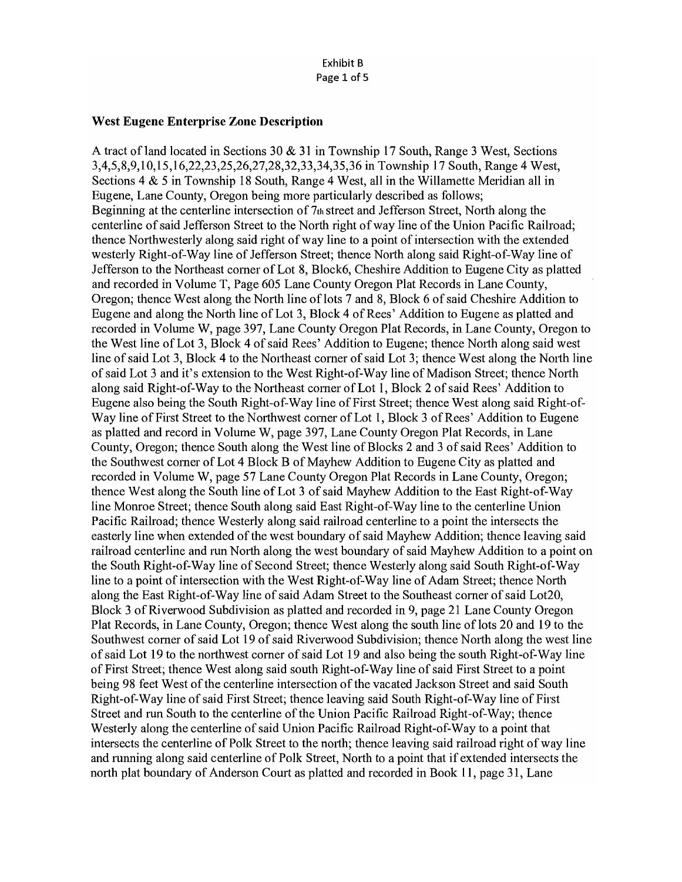Exhibit B

## West Eugene Enterprise Zone Description

A tract of land located in Sections 30 & 31 in Township 17 South, Range 3 West, Sections 3,4,5,8,9,10,15,16,22,23,25,26,27,28,32,33,34,35,36 in Township 17 South, Range 4 West, Sections 4 & 5 in Township 18 South, Range 4 West, all in the Willamette Meridian all in Eugene, Lane County, Oregon being more particularly described as follows;

Beginning at the centerline intersection of 7th street and Jefferson Street, North along the centerline of said Jefferson Street to the North right of way line of the Union Pacific Railroad; thence Northwesterly along said right of way line to a point of intersection with the extended westerly Right-of-Way line of Jefferson Street; thence North along said Right-of-Way line of Jefferson to the Northeast corner of Lot 8, Block6, Cheshire Addition to Eugene City as platted and recorded in Volume T, Page 605 Lane County Oregon Plat Records in Lane County, Oregon; thence West along the North line of lots 7 and 8, Block 6 of said Cheshire Addition to Eugene and along the North line of Lot 3, Block 4 of Rees' Addition to Eugene as platted and recorded in Volume W, page 397, Lane County Oregon Plat Records, in Lane County, Oregon to the West line of Lot 3, Block 4 of said Rees' Addition to Eugene; thence North along said west line of said Lot 3, Block 4 to the Northeast corner of said Lot 3; thence West along the North line of said Lot 3 and it's extension to the West Right-of-Way line of Madison Street; thence North along said Right-of-Way to the Northeast corner of Lot 1, Block 2 of said Rees' Addition to Eugene also being the South Right-of-Way line of First Street; thence West along said Right-of-Way line of First Street to the Northwest corner of Lot 1, Block 3 of Rees' Addition to Eugene as platted and record in Volume W, page 397, Lane County Oregon Plat Records, in Lane County, Oregon; thence South along the West line of Blocks 2 and 3 of said Rees' Addition to the Southwest corner of Lot 4 Block B of Mayhew Addition to Eugene City as platted and recorded in Volume W, page 57 Lane County Oregon Plat Records in Lane County, Oregon; thence West along the South line of Lot 3 of said Mayhew Addition to the East Right-of-Way line Monroe Street; thence South along said East Right-of-Way line to the centerline Union Pacific Railroad; thence Westerly along said railroad centerline to a point the intersects the easterly line when extended of the west boundary of said Mayhew Addition; thence leaving said railroad centerline and run North along the west boundary of said Mayhew Addition to a point on the South Right-of-Way line of Second Street; thence Westerly along said South Right-of-Way line to a point of intersection with the West Right-of-Way line of Adam Street; thence North along the East Right-of-Way line of said Adam Street to the Southeast corner of said Lot20, Block 3 of Riverwood Subdivision as platted and recorded in 9, page 21 Lane County Oregon Plat Records, in Lane County, Oregon; thence West along the south line of lots 20 and 19 to the Southwest corner of said Lot 19 of said Riverwood Subdivision; thence North along the west line of said Lot 19 to the northwest corner of said Lot 19 and also being the south Right-of-Way line of First Street; thence West along said south Right-of-Way line of said First Street to a point being 98 feet West of the centerline intersection of the vacated Jackson Street and said South Right-of-Way line of said First Street; thence leaving said South Right-of-Way line of First Street and run South to the centerline of the Union Pacific Railroad Right-of-Way; thence Westerly along the centerline of said Union Pacific Railroad Right-of-Way to a point that intersects the centerline of Polk Street to the north; thence leaving said railroad right of way line and running along said centerline of Polk Street, North to a point that if extended intersects the north plat boundary of Anderson Court as platted and recorded in Book 11, page 31, Lane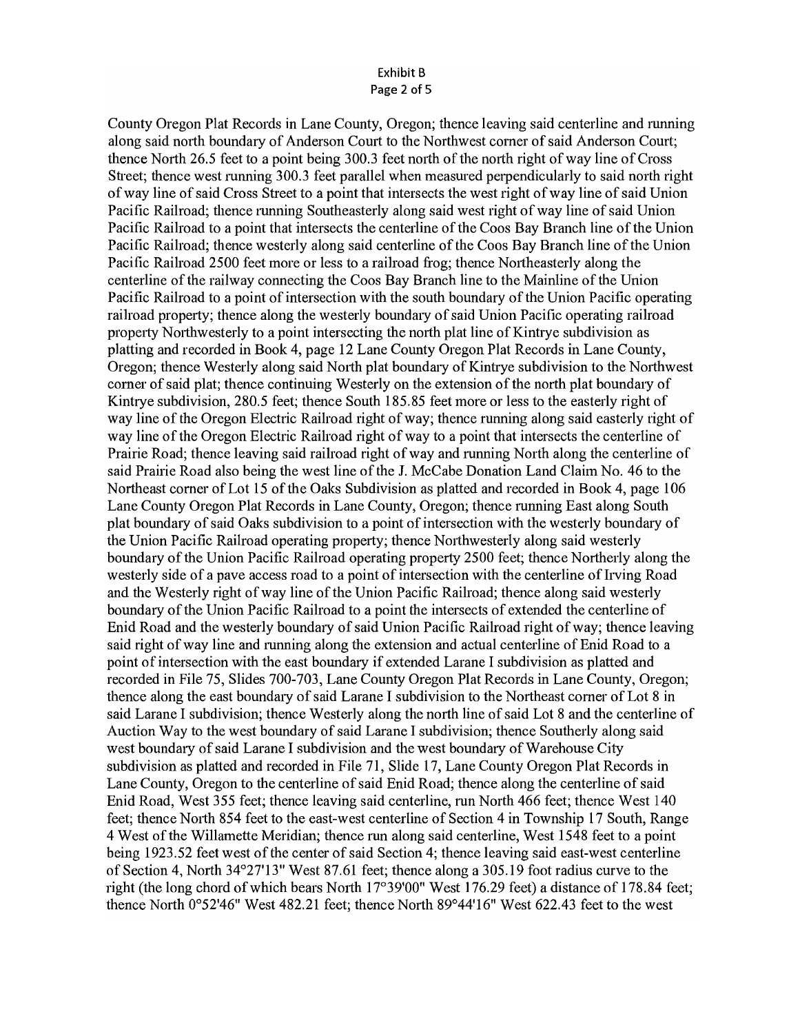Exhibit B

County Oregon Plat Records in Lane County, Oregon; thence leaving said centerline and running along said north boundary of Anderson Court to the Northwest corner of said Anderson Court; thence North 26.5 feet to a point being 300.3 feet north of the north right of way line of Cross Street; thence west running 300.3 feet parallel when measured perpendicularly to said north right of way line of said Cross Street to a point that intersects the west right of way line of said Union Pacific Railroad; thence running Southeasterly along said west right of way line of said Union Pacific Railroad to a point that intersects the centerline of the Coos Bay Branch line of the Union Pacific Railroad; thence westerly along said centerline of the Coos Bay Branch line of the Union Pacific Railroad 2500 feet more or less to a railroad frog; thence Northeasterly along the centerline of the railway connecting the Coos Bay Branch line to the Mainline of the Union Pacific Railroad to a point of intersection with the south boundary of the Union Pacific operating railroad property; thence along the westerly boundary of said Union Pacific operating railroad property Northwesterly to a point intersecting the north plat line of Kintrye subdivision as platting and recorded in Book 4, page 12 Lane County Oregon Plat Records in Lane County, Oregon; thence Westerly along said North plat boundary of Kintrye subdivision to the Northwest corner of said plat; thence continuing Westerly on the extension of the north plat boundary of Kintrye subdivision, 280.5 feet; thence South 185.85 feet more or less to the easterly right of way line of the Oregon Electric Railroad right of way; thence running along said easterly right of way line of the Oregon Electric Railroad right of way to a point that intersects the centerline of Prairie Road; thence leaving said railroad right of way and running North along the centerline of said Prairie Road also being the west line of the J. McCabe Donation Land Claim No. 46 to the Northeast corner of Lot 15 of the Oaks Subdivision as platted and recorded in Book 4, page 106 Lane County Oregon Plat Records in Lane County, Oregon; thence running East along South plat boundary of said Oaks subdivision to a point of intersection with the westerly boundary of the Union Pacific Railroad operating property; thence Northwesterly along said westerly boundary of the Union Pacific Railroad operating property 2500 feet; thence Northerly along the westerly side of a pave access road to a point of intersection with the centerline of Irving Road and the Westerly right of way line of the Union Pacific Railroad; thence along said westerly boundary of the Union Pacific Railroad to a point the intersects of extended the centerline of Enid Road and the westerly boundary of said Union Pacific Railroad right of way; thence leaving said right of way line and running along the extension and actual centerline of Enid Road to a point of intersection with the east boundary if extended Larane I subdivision as platted and recorded in File 75, Slides 700-703, Lane County Oregon Plat Records in Lane County, Oregon; thence along the east boundary of said Larane I subdivision to the Northeast corner of Lot 8 in said Larane I subdivision; thence Westerly along the north line of said Lot 8 and the centerline of Auction Way to the west boundary of said Larane I subdivision; thence Southerly along said west boundary of said Larane I subdivision and the west boundary of Warehouse City subdivision as platted and recorded in File 71, Slide 17, Lane County Oregon Plat Records in Lane County, Oregon to the centerline of said Enid Road; thence along the centerline of said Enid Road, West 355 feet; thence leaving said centerline, run North 466 feet; thence West 140 feet; thence North 854 feet to the east-west centerline of Section 4 in Township 17 South, Range 4 West of the Willamette Meridian; thence run along said centerline, West 1548 feet to a point being 1923.52 feet west of the center of said Section 4; thence leaving said east-west centerline of Section 4, North 34°27'13" West 87.61 feet; thence along a 305.19 foot radius curve to the right (the long chord of which bears North 17°39'00" West 176.29 feet) a distance of 178.84 feet; thence North 0°52'46" West 482.21 feet; thence North 89°44'16" West 622.43 feet to the west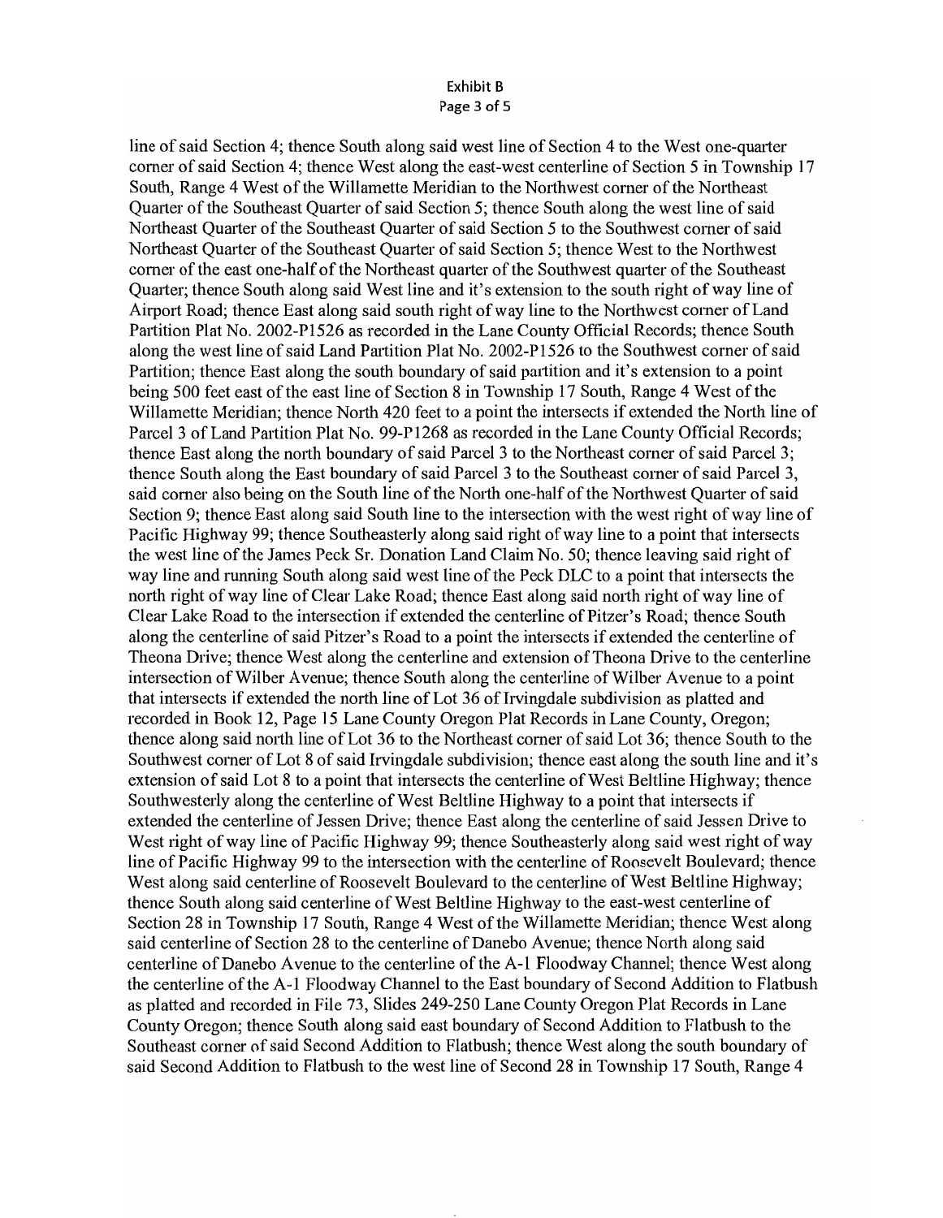Exhibit B

line of said Section 4; thence South along said west line of Section 4 to the West one-quarter corner of said Section 4; thence West along the east-west centerline of Section 5 in Township 17 South, Range 4 West of the Willamette Meridian to the Northwest corner of the Northeast Quarter of the Southeast Quarter of said Section 5; thence South along the west line of said Northeast Quarter of the Southeast Quarter of said Section 5 to the Southwest corner of said Northeast Quarter of the Southeast Quarter of said Section 5; thence West to the Northwest corner of the east one-half of the Northeast quarter of the Southwest quarter of the Southeast Quarter; thence South along said West line and it's extension to the south right of way line of Airport Road; thence East along said south right of way line to the Northwest corner of Land Partition Plat No. 2002-P1526 as recorded in the Lane County Official Records; thence South along the west line of said Land Partition Plat No. 2002-P1526 to the Southwest corner of said Partition; thence East along the south boundary of said partition and it's extension to a point being 500 feet east of the east line of Section 8 in Township 17 South, Range 4 West of the Willamette Meridian; thence North 420 feet to a point the intersects if extended the North line of Parcel 3 of Land Partition Plat No. 99-P1268 as recorded in the Lane County Official Records; thence East along the north boundary of said Parcel 3 to the Northeast corner of said Parcel 3; thence South along the East boundary of said Parcel 3 to the Southeast corner of said Parcel 3, said corner also being on the South line of the North one-half of the Northwest Quarter of said Section 9; thence East along said South line to the intersection with the west right of way line of Pacific Highway 99; thence Southeasterly along said right of way line to a point that intersects the west line of the James Peck Sr. Donation Land Claim No. 50; thence leaving said right of way line and running South along said west line of the Peck DLC to a point that intersects the north right of way line of Clear Lake Road; thence East along said north right of way line of Clear Lake Road to the intersection if extended the centerline of Pitzer's Road; thence South along the centerline of said Pitzer's Road to a point the intersects if extended the centerline of Theona Drive; thence West along the centerline and extension of Theona Drive to the centerline intersection of Wilber Avenue; thence South along the centerline of Wilber Avenue to a point that intersects if extended the north line of Lot 36 of Irvingdale subdivision as platted and recorded in Book 12, Page 15 Lane County Oregon Plat Records in Lane County, Oregon; thence along said north line of Lot 36 to the Northeast corner of said Lot 36; thence South to the Southwest corner of Lot 8 of said Irvingdale subdivision; thence east along the south line and it's extension of said Lot 8 to a point that intersects the centerline of West Beltline Highway; thence Southwesterly along the centerline of West Beltline Highway to a point that intersects if extended the centerline of Jessen Drive; thence East along the centerline of said Jessen Drive to West right of way line of Pacific Highway 99; thence Southeasterly along said west right of way line of Pacific Highway 99 to the intersection with the centerline of Roosevelt Boulevard; thence West along said centerline of Roosevelt Boulevard to the centerline of West Beltline Highway; thence South along said centerline of West Beltline Highway to the east-west centerline of Section 28 in Township 17 South, Range 4 West of the Willamette Meridian; thence West along said centerline of Section 28 to the centerline of Danebo Avenue; thence North along said centerline of Danebo Avenue to the centerline of the A-1 Floodway Channel; thence West along the centerline of the A-1 Floodway Channel to the East boundary of Second Addition to Flatbush as platted and recorded in File 73, Slides 249-250 Lane County Oregon Plat Records in Lane County Oregon; thence South along said east boundary of Second Addition to Flatbush to the Southeast corner of said Second Addition to Flatbush; thence West along the south boundary of said Second Addition to Flatbush to the west line of Second 28 in Township 17 South, Range 4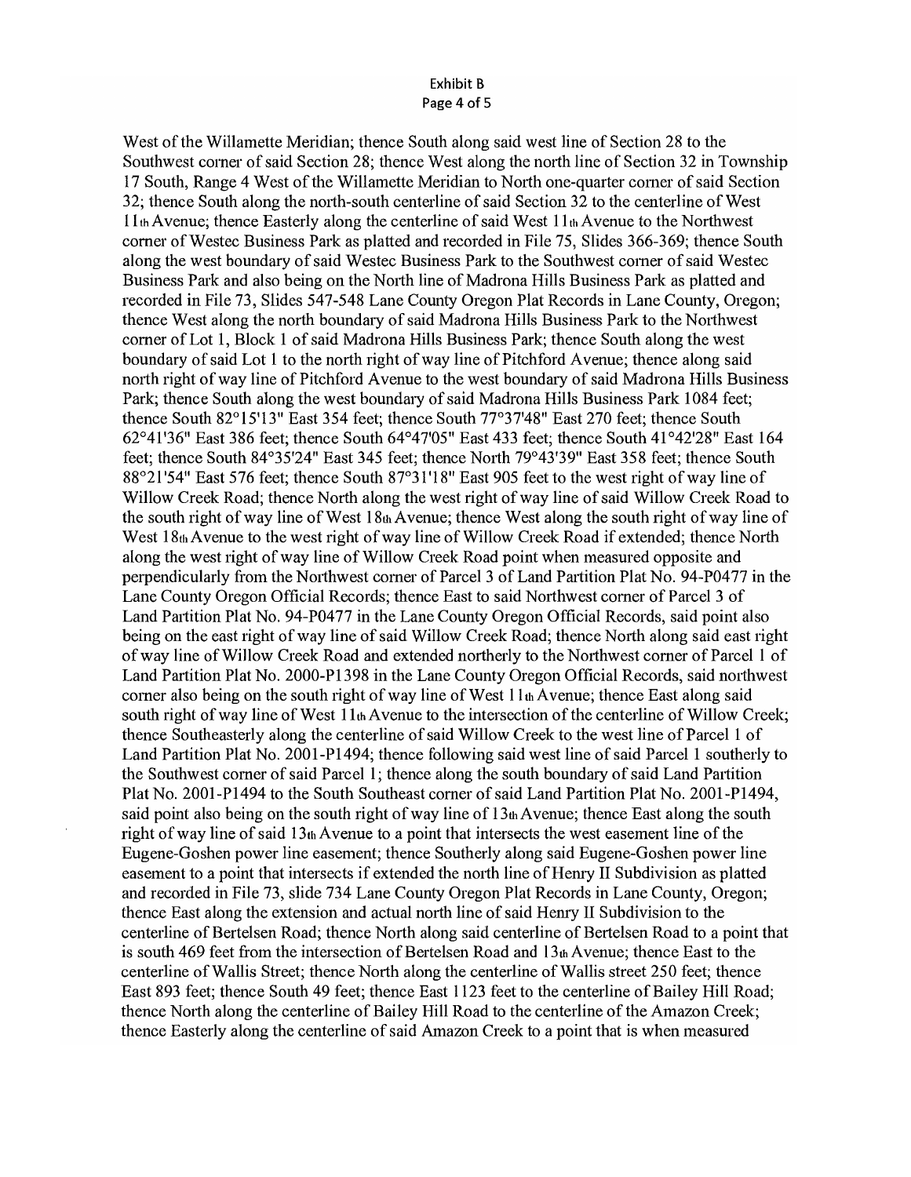West of the Willamette Meridian; thence South along said west line of Section 28 to the Southwest corner of said Section 28; thence West along the north line of Section 32 in Township 17 South, Range 4 West of the Willamette Meridian to North one-quarter corner of said Section 32; thence South along the north-south centerline of said Section 32 to the centerline of West 11th Avenue; thence Easterly along the centerline of said West 11th Avenue to the Northwest corner of Westec Business Park as platted and recorded in File 75, Slides 366-369; thence South along the west boundary of said Westec Business Park to the Southwest corner of said Westec Business Park and also being on the North line of Madrona Hills Business Park as platted and recorded in File 73, Slides 547-548 Lane County Oregon Plat Records in Lane County, Oregon; thence West along the north boundary of said Madrona Hills Business Park to the Northwest corner of Lot 1, Block 1 of said Madrona Hills Business Park; thence South along the west boundary of said Lot 1 to the north right of way line of Pitchford Avenue; thence along said north right of way line of Pitchford Avenue to the west boundary of said Madrona Hills Business Park; thence South along the west boundary of said Madrona Hills Business Park 1084 feet; thence South 82°15'13" East 354 feet; thence South 77°37'48" East 270 feet; thence South 62°41'36" East 386 feet; thence South 64°47'05" East 433 feet; thence South 41°42'28" East 164 feet; thence South 84°35'24" East 345 feet; thence North 79°43'39" East 358 feet; thence South 88°21'54" East 576 feet; thence South 87°31'18" East 905 feet to the west right of way line of Willow Creek Road; thence North along the west right of way line of said Willow Creek Road to the south right of way line of West 18th Avenue; thence West along the south right of way line of West 18th Avenue to the west right of way line of Willow Creek Road if extended; thence North along the west right of way line of Willow Creek Road point when measured opposite and perpendicularly from the Northwest corner of Parcel 3 of Land Partition Plat No. 94-P0477 in the Lane County Oregon Official Records; thence East to said Northwest corner of Parcel 3 of Land Partition Plat No. 94-P0477 in the Lane County Oregon Official Records, said point also being on the east right of way line of said Willow Creek Road; thence North along said east right of way line of Willow Creek Road and extended northerly to the Northwest corner of Parcel 1 of Land Partition Plat No. 2000-P1398 in the Lane County Oregon Official Records, said northwest corner also being on the south right of way line of West 11th Avenue; thence East along said south right of way line of West 11th Avenue to the intersection of the centerline of Willow Creek; thence Southeasterly along the centerline of said Willow Creek to the west line of Parcel 1 of Land Partition Plat No. 2001-P1494; thence following said west line of said Parcel 1 southerly to the Southwest corner of said Parcel 1; thence along the south boundary of said Land Partition Plat No. 2001-P1494 to the South Southeast corner of said Land Partition Plat No. 2001-P1494, said point also being on the south right of way line of 13th Avenue; thence East along the south right of way line of said 13th Avenue to a point that intersects the west easement line of the Eugene-Goshen power line easement; thence Southerly along said Eugene-Goshen power line easement to a point that intersects if extended the north line of Henry II Subdivision as platted and recorded in File 73, slide 734 Lane County Oregon Plat Records in Lane County, Oregon; thence East along the extension and actual north line of said Henry II Subdivision to the centerline of Bertelsen Road; thence North along said centerline of Bertelsen Road to a point that is south 469 feet from the intersection of Bertelsen Road and 13th Avenue; thence East to the centerline of Wallis Street; thence North along the centerline of Wallis street 250 feet; thence East 893 feet; thence South 49 feet; thence East 1123 feet to the centerline of Bailey Hill Road; thence North along the centerline of Bailey Hill Road to the centerline of the Amazon Creek; thence Easterly along the centerline of said Amazon Creek to a point that is when measured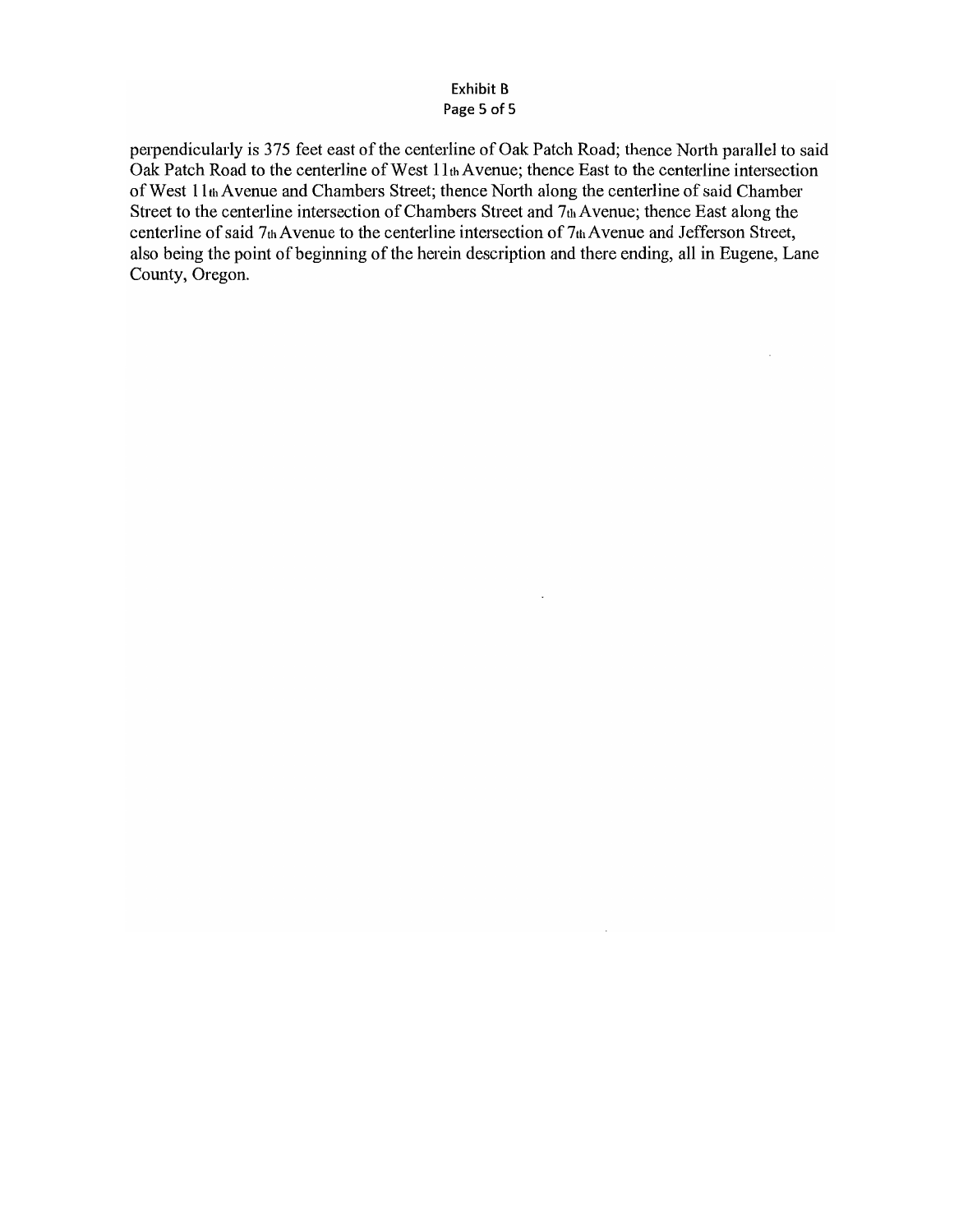perpendicularly is 375 feet east of the centerline of Oak Patch Road; thence North parallel to said Oak Patch Road to the centerline of West 11th Avenue; thence East to the centerline intersection of West 11th Avenue and Chambers Street; thence North along the centerline of said Chamber Street to the centerline intersection of Chambers Street and 7th Avenue; thence East along the centerline of said 7th Avenue to the centerline intersection of 7th Avenue and Jefferson Street, also being the point of beginning of the herein description and there ending, all in Eugene, Lane County, Oregon.